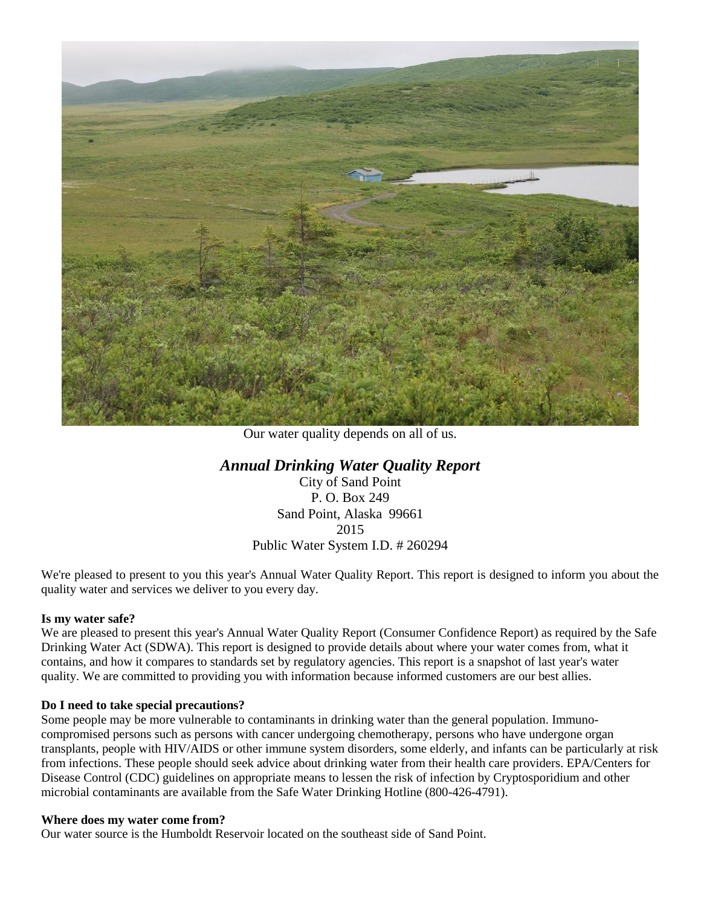Our water quality depends on all of us.

# *Annual Drinking Water Quality Report*

City of Sand Point
P. O. Box 249
Sand Point, Alaska 99661
2015
Public Water System I.D. # 260294

We're pleased to present to you this year's Annual Water Quality Report. This report is designed to inform you about the quality water and services we deliver to you every day.

**Is my water safe?**

We are pleased to present this year's Annual Water Quality Report (Consumer Confidence Report) as required by the Safe Drinking Water Act (SDWA). This report is designed to provide details about where your water comes from, what it contains, and how it compares to standards set by regulatory agencies. This report is a snapshot of last year's water quality. We are committed to providing you with information because informed customers are our best allies.

**Do I need to take special precautions?**

Some people may be more vulnerable to contaminants in drinking water than the general population. Immuno-compromised persons such as persons with cancer undergoing chemotherapy, persons who have undergone organ transplants, people with HIV/AIDS or other immune system disorders, some elderly, and infants can be particularly at risk from infections. These people should seek advice about drinking water from their health care providers. EPA/Centers for Disease Control (CDC) guidelines on appropriate means to lessen the risk of infection by Cryptosporidium and other microbial contaminants are available from the Safe Water Drinking Hotline (800-426-4791).

**Where does my water come from?**

Our water source is the Humboldt Reservoir located on the southeast side of Sand Point.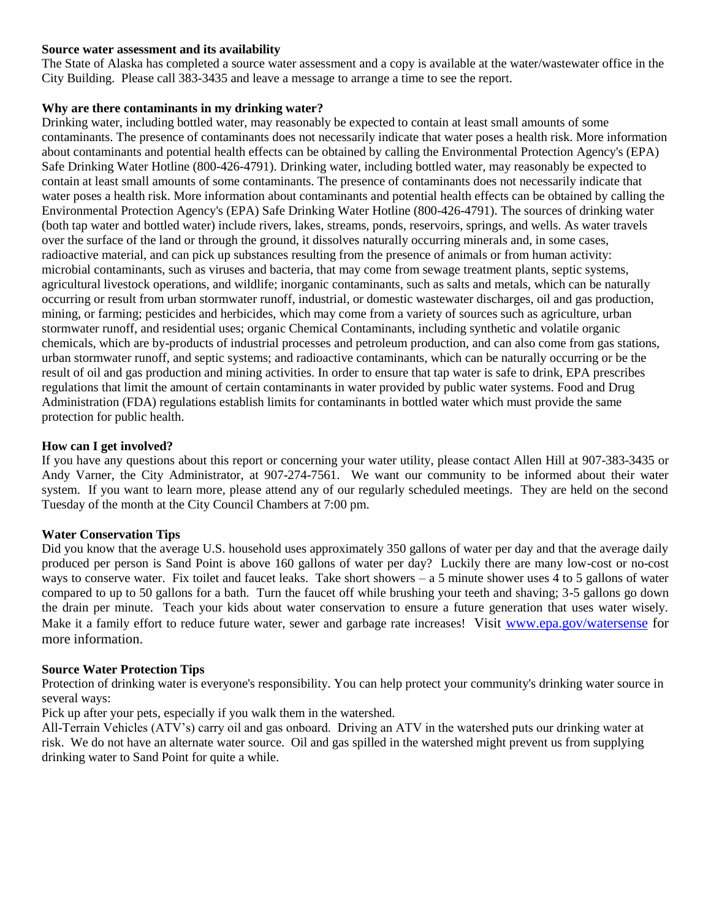**Source water assessment and its availability**

The State of Alaska has completed a source water assessment and a copy is available at the water/wastewater office in the City Building. Please call 383-3435 and leave a message to arrange a time to see the report.

**Why are there contaminants in my drinking water?**

Drinking water, including bottled water, may reasonably be expected to contain at least small amounts of some contaminants. The presence of contaminants does not necessarily indicate that water poses a health risk. More information about contaminants and potential health effects can be obtained by calling the Environmental Protection Agency's (EPA) Safe Drinking Water Hotline (800-426-4791). Drinking water, including bottled water, may reasonably be expected to contain at least small amounts of some contaminants. The presence of contaminants does not necessarily indicate that water poses a health risk. More information about contaminants and potential health effects can be obtained by calling the Environmental Protection Agency's (EPA) Safe Drinking Water Hotline (800-426-4791). The sources of drinking water (both tap water and bottled water) include rivers, lakes, streams, ponds, reservoirs, springs, and wells. As water travels over the surface of the land or through the ground, it dissolves naturally occurring minerals and, in some cases, radioactive material, and can pick up substances resulting from the presence of animals or from human activity: microbial contaminants, such as viruses and bacteria, that may come from sewage treatment plants, septic systems, agricultural livestock operations, and wildlife; inorganic contaminants, such as salts and metals, which can be naturally occurring or result from urban stormwater runoff, industrial, or domestic wastewater discharges, oil and gas production, mining, or farming; pesticides and herbicides, which may come from a variety of sources such as agriculture, urban stormwater runoff, and residential uses; organic Chemical Contaminants, including synthetic and volatile organic chemicals, which are by-products of industrial processes and petroleum production, and can also come from gas stations, urban stormwater runoff, and septic systems; and radioactive contaminants, which can be naturally occurring or be the result of oil and gas production and mining activities. In order to ensure that tap water is safe to drink, EPA prescribes regulations that limit the amount of certain contaminants in water provided by public water systems. Food and Drug Administration (FDA) regulations establish limits for contaminants in bottled water which must provide the same protection for public health.

**How can I get involved?**

If you have any questions about this report or concerning your water utility, please contact Allen Hill at 907-383-3435 or Andy Varner, the City Administrator, at 907-274-7561. We want our community to be informed about their water system. If you want to learn more, please attend any of our regularly scheduled meetings. They are held on the second Tuesday of the month at the City Council Chambers at 7:00 pm.

**Water Conservation Tips**

Did you know that the average U.S. household uses approximately 350 gallons of water per day and that the average daily produced per person is Sand Point is above 160 gallons of water per day? Luckily there are many low-cost or no-cost ways to conserve water. Fix toilet and faucet leaks. Take short showers – a 5 minute shower uses 4 to 5 gallons of water compared to up to 50 gallons for a bath. Turn the faucet off while brushing your teeth and shaving; 3-5 gallons go down the drain per minute. Teach your kids about water conservation to ensure a future generation that uses water wisely. Make it a family effort to reduce future water, sewer and garbage rate increases! Visit [www.epa.gov/watersense](http://www.epa.gov/watersense) for more information.

**Source Water Protection Tips**

Protection of drinking water is everyone's responsibility. You can help protect your community's drinking water source in several ways:

Pick up after your pets, especially if you walk them in the watershed.

All-Terrain Vehicles (ATV's) carry oil and gas onboard. Driving an ATV in the watershed puts our drinking water at risk. We do not have an alternate water source. Oil and gas spilled in the watershed might prevent us from supplying drinking water to Sand Point for quite a while.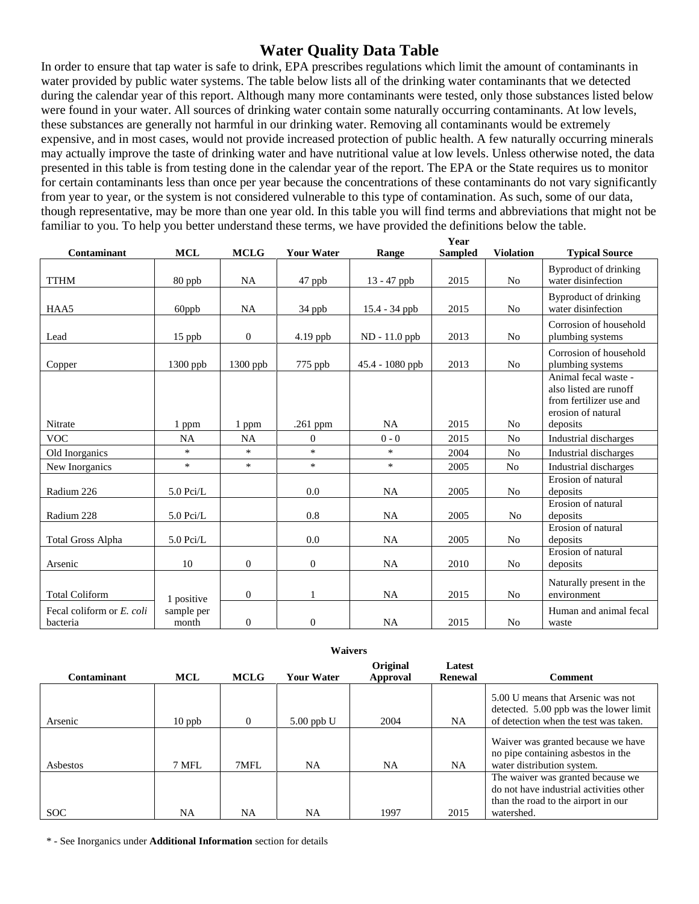# Water Quality Data Table

In order to ensure that tap water is safe to drink, EPA prescribes regulations which limit the amount of contaminants in water provided by public water systems. The table below lists all of the drinking water contaminants that we detected during the calendar year of this report. Although many more contaminants were tested, only those substances listed below were found in your water. All sources of drinking water contain some naturally occurring contaminants. At low levels, these substances are generally not harmful in our drinking water. Removing all contaminants would be extremely expensive, and in most cases, would not provide increased protection of public health. A few naturally occurring minerals may actually improve the taste of drinking water and have nutritional value at low levels. Unless otherwise noted, the data presented in this table is from testing done in the calendar year of the report. The EPA or the State requires us to monitor for certain contaminants less than once per year because the concentrations of these contaminants do not vary significantly from year to year, or the system is not considered vulnerable to this type of contamination. As such, some of our data, though representative, may be more than one year old. In this table you will find terms and abbreviations that might not be familiar to you. To help you better understand these terms, we have provided the definitions below the table.

| Contaminant | MCL | MCLG | Your Water | Range | Year Sampled | Violation | Typical Source |
|---|---|---|---|---|---|---|---|
| TTHM | 80 ppb | NA | 47 ppb | 13 - 47 ppb | 2015 | No | Byproduct of drinking water disinfection |
| HAA5 | 60ppb | NA | 34 ppb | 15.4 - 34 ppb | 2015 | No | Byproduct of drinking water disinfection |
| Lead | 15 ppb | 0 | 4.19 ppb | ND - 11.0 ppb | 2013 | No | Corrosion of household plumbing systems |
| Copper | 1300 ppb | 1300 ppb | 775 ppb | 45.4 - 1080 ppb | 2013 | No | Corrosion of household plumbing systems |
| Nitrate | 1 ppm | 1 ppm | .261 ppm | NA | 2015 | No | Animal fecal waste - also listed are runoff from fertilizer use and erosion of natural deposits |
| VOC | NA | NA | 0 | 0 - 0 | 2015 | No | Industrial discharges |
| Old Inorganics | * | * | * | * | 2004 | No | Industrial discharges |
| New Inorganics | * | * | * | * | 2005 | No | Industrial discharges |
| Radium 226 | 5.0 Pci/L | | 0.0 | NA | 2005 | No | Erosion of natural deposits |
| Radium 228 | 5.0 Pci/L | | 0.8 | NA | 2005 | No | Erosion of natural deposits |
| Total Gross Alpha | 5.0 Pci/L | | 0.0 | NA | 2005 | No | Erosion of natural deposits |
| Arsenic | 10 | 0 | 0 | NA | 2010 | No | Erosion of natural deposits |
| Total Coliform | 1 positive sample per month | 0 | 1 | NA | 2015 | No | Naturally present in the environment |
| Fecal coliform or *E. coli* bacteria | | 0 | 0 | NA | 2015 | No | Human and animal fecal waste |

**Waivers**

| Contaminant | MCL | MCLG | Your Water | Original Approval | Latest Renewal | Comment |
|---|---|---|---|---|---|---|
| Arsenic | 10 ppb | 0 | 5.00 ppb U | 2004 | NA | 5.00 U means that Arsenic was not detected. 5.00 ppb was the lower limit of detection when the test was taken. |
| Asbestos | 7 MFL | 7MFL | NA | NA | NA | Waiver was granted because we have no pipe containing asbestos in the water distribution system. |
| SOC | NA | NA | NA | 1997 | 2015 | The waiver was granted because we do not have industrial activities other than the road to the airport in our watershed. |

\* - See Inorganics under **Additional Information** section for details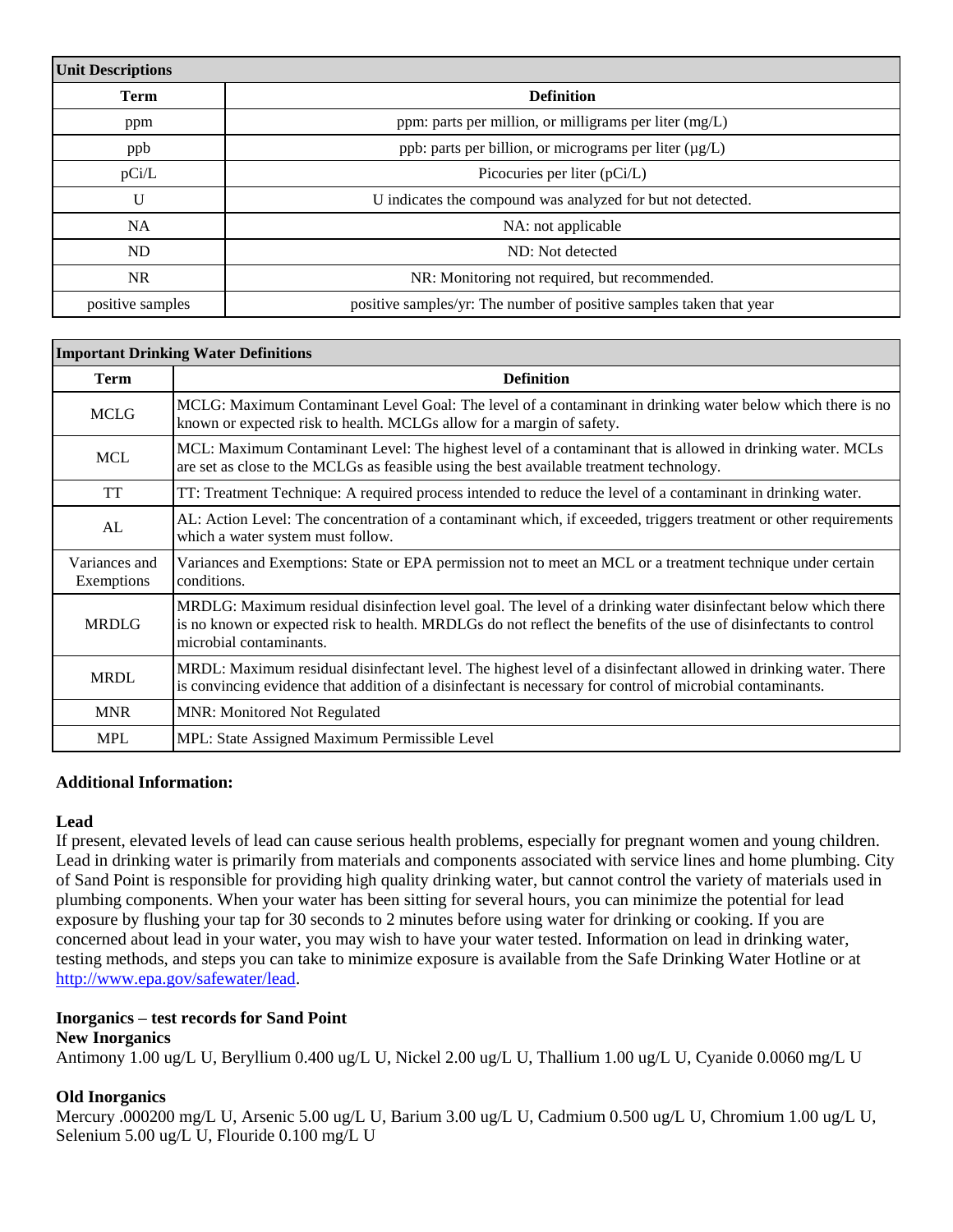| Unit Descriptions | |
|---|---|
| **Term** | **Definition** |
| ppm | ppm: parts per million, or milligrams per liter (mg/L) |
| ppb | ppb: parts per billion, or micrograms per liter (µg/L) |
| pCi/L | Picocuries per liter (pCi/L) |
| U | U indicates the compound was analyzed for but not detected. |
| NA | NA: not applicable |
| ND | ND: Not detected |
| NR | NR: Monitoring not required, but recommended. |
| positive samples | positive samples/yr: The number of positive samples taken that year |

| Important Drinking Water Definitions | |
|---|---|
| **Term** | **Definition** |
| MCLG | MCLG: Maximum Contaminant Level Goal: The level of a contaminant in drinking water below which there is no known or expected risk to health. MCLGs allow for a margin of safety. |
| MCL | MCL: Maximum Contaminant Level: The highest level of a contaminant that is allowed in drinking water. MCLs are set as close to the MCLGs as feasible using the best available treatment technology. |
| TT | TT: Treatment Technique: A required process intended to reduce the level of a contaminant in drinking water. |
| AL | AL: Action Level: The concentration of a contaminant which, if exceeded, triggers treatment or other requirements which a water system must follow. |
| Variances and Exemptions | Variances and Exemptions: State or EPA permission not to meet an MCL or a treatment technique under certain conditions. |
| MRDLG | MRDLG: Maximum residual disinfection level goal. The level of a drinking water disinfectant below which there is no known or expected risk to health. MRDLGs do not reflect the benefits of the use of disinfectants to control microbial contaminants. |
| MRDL | MRDL: Maximum residual disinfectant level. The highest level of a disinfectant allowed in drinking water. There is convincing evidence that addition of a disinfectant is necessary for control of microbial contaminants. |
| MNR | MNR: Monitored Not Regulated |
| MPL | MPL: State Assigned Maximum Permissible Level |

**Additional Information:**

**Lead**
If present, elevated levels of lead can cause serious health problems, especially for pregnant women and young children. Lead in drinking water is primarily from materials and components associated with service lines and home plumbing. City of Sand Point is responsible for providing high quality drinking water, but cannot control the variety of materials used in plumbing components. When your water has been sitting for several hours, you can minimize the potential for lead exposure by flushing your tap for 30 seconds to 2 minutes before using water for drinking or cooking. If you are concerned about lead in your water, you may wish to have your water tested. Information on lead in drinking water, testing methods, and steps you can take to minimize exposure is available from the Safe Drinking Water Hotline or at http://www.epa.gov/safewater/lead.

**Inorganics – test records for Sand Point**
**New Inorganics**
Antimony 1.00 ug/L U, Beryllium 0.400 ug/L U, Nickel 2.00 ug/L U, Thallium 1.00 ug/L U, Cyanide 0.0060 mg/L U

**Old Inorganics**
Mercury .000200 mg/L U, Arsenic 5.00 ug/L U, Barium 3.00 ug/L U, Cadmium 0.500 ug/L U, Chromium 1.00 ug/L U, Selenium 5.00 ug/L U, Flouride 0.100 mg/L U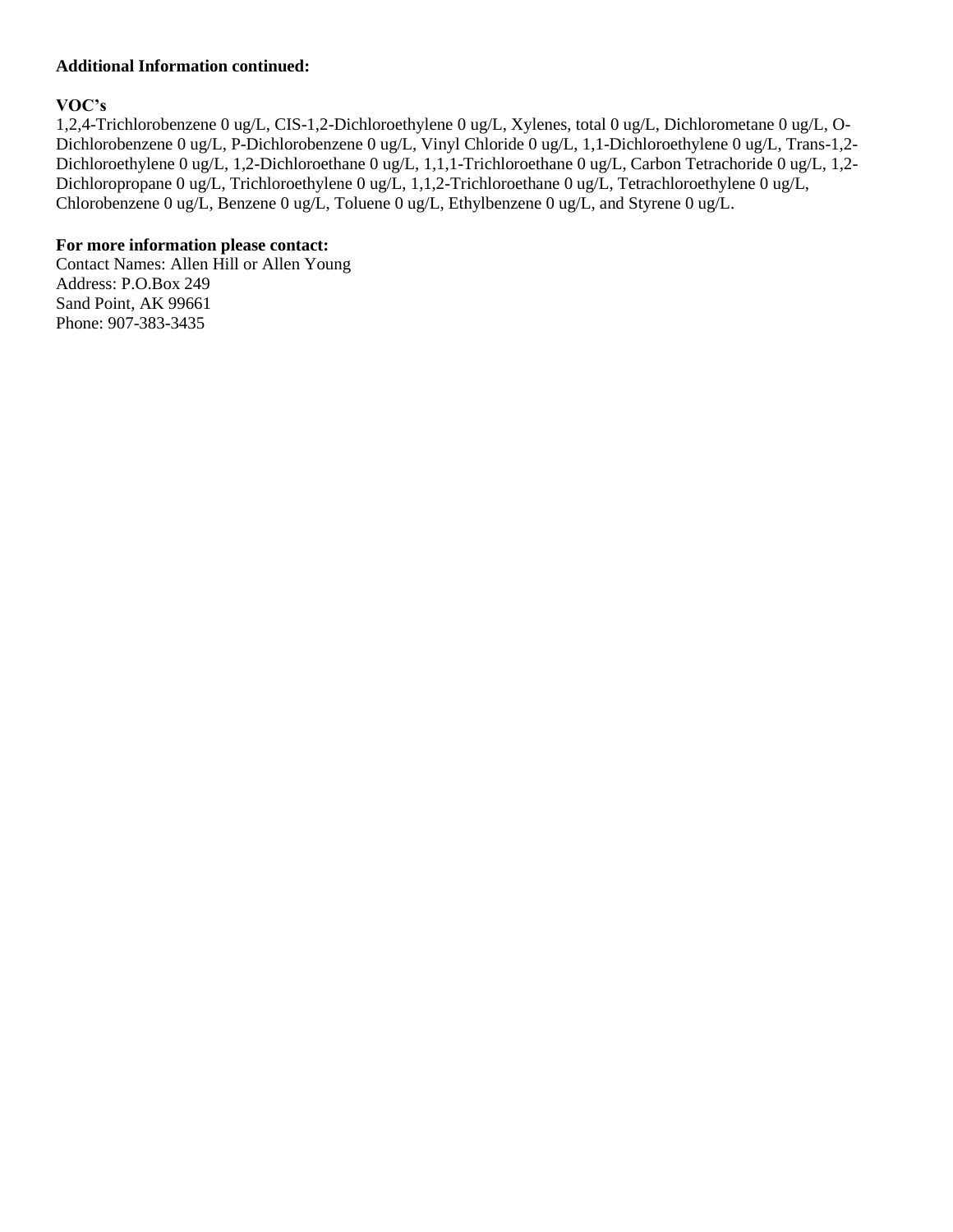**Additional Information continued:**

**VOC's**

1,2,4-Trichlorobenzene 0 ug/L, CIS-1,2-Dichloroethylene 0 ug/L, Xylenes, total 0 ug/L, Dichlorometane 0 ug/L, O-Dichlorobenzene 0 ug/L, P-Dichlorobenzene 0 ug/L, Vinyl Chloride 0 ug/L, 1,1-Dichloroethylene 0 ug/L, Trans-1,2-Dichloroethylene 0 ug/L, 1,2-Dichloroethane 0 ug/L, 1,1,1-Trichloroethane 0 ug/L, Carbon Tetrachoride 0 ug/L, 1,2-Dichloropropane 0 ug/L, Trichloroethylene 0 ug/L, 1,1,2-Trichloroethane 0 ug/L, Tetrachloroethylene 0 ug/L, Chlorobenzene 0 ug/L, Benzene 0 ug/L, Toluene 0 ug/L, Ethylbenzene 0 ug/L, and Styrene 0 ug/L.

**For more information please contact:**

Contact Names: Allen Hill or Allen Young
Address: P.O.Box 249
Sand Point, AK 99661
Phone: 907-383-3435